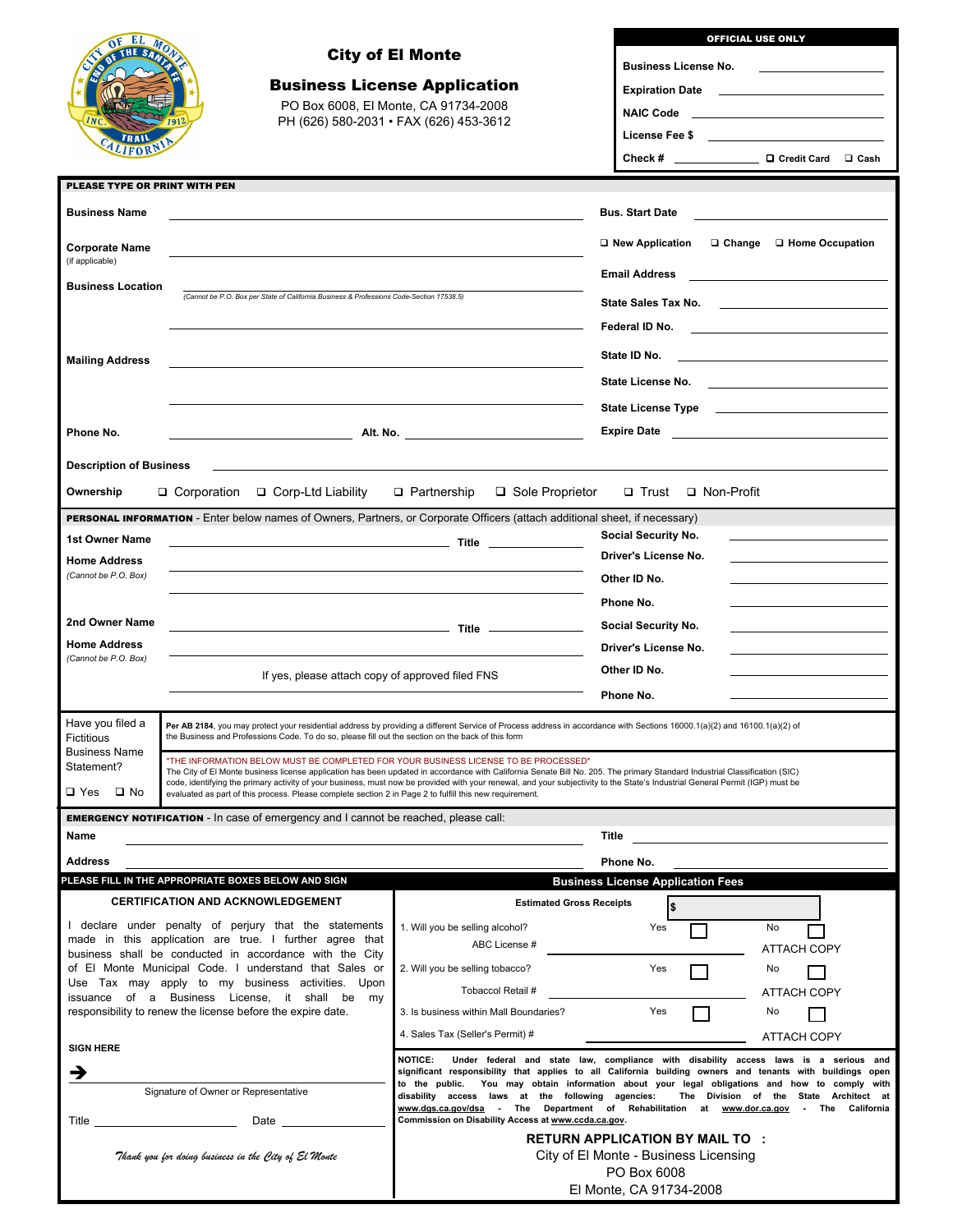# City of El Monte

## Business License Application

PO Box 6008, El Monte, CA 91734-2008
PH (626) 580-2031 • FAX (626) 453-3612

| OFFICIAL USE ONLY | |
|---|---|
| Business License No. | |
| Expiration Date | |
| NAIC Code | |
| License Fee $ | |
| Check # | ❑ Credit Card ❑ Cash |

**PLEASE TYPE OR PRINT WITH PEN**

**Business Name** ______________________ **Bus. Start Date** ______________

**Corporate Name** (if applicable) ______________________

❑ New Application ❑ Change ❑ Home Occupation

**Business Location** ______________________
*(Cannot be P.O. Box per State of California Business & Professions Code-Section 17538.5)*

**Email Address** ______________

**State Sales Tax No.** ______________

**Federal ID No.** ______________

**Mailing Address** ______________________

**State ID No.** ______________

**State License No.** ______________

**State License Type** ______________

**Phone No.** ______________ **Alt. No.** ______________ **Expire Date** ______________

**Description of Business** ______________________

**Ownership** ❑ Corporation ❑ Corp-Ltd Liability ❑ Partnership ❑ Sole Proprietor ❑ Trust ❑ Non-Profit

**PERSONAL INFORMATION** - Enter below names of Owners, Partners, or Corporate Officers (attach additional sheet, if necessary)

**1st Owner Name** ______________ **Title** ______________
**Home Address** *(Cannot be P.O. Box)* ______________

**Social Security No.** ______________
**Driver's License No.** ______________
**Other ID No.** ______________
**Phone No.** ______________

**2nd Owner Name** ______________ **Title** ______________
**Home Address** *(Cannot be P.O. Box)* ______________

If yes, please attach copy of approved filed FNS

**Social Security No.** ______________
**Driver's License No.** ______________
**Other ID No.** ______________
**Phone No.** ______________

Have you filed a Fictitious Business Name Statement?

❑ Yes ❑ No

**Per AB 2184**, you may protect your residential address by providing a different Service of Process address in accordance with Sections 16000.1(a)(2) and 16100.1(a)(2) of the Business and Professions Code. To do so, please fill out the section on the back of this form

*THE INFORMATION BELOW MUST BE COMPLETED FOR YOUR BUSINESS LICENSE TO BE PROCESSED*
The City of El Monte business license application has been updated in accordance with California Senate Bill No. 205. The primary Standard Industrial Classification (SIC) code, identifying the primary activity of your business, must now be provided with your renewal, and your subjectivity to the State's Industrial General Permit (IGP) must be evaluated as part of this process. Please complete section 2 in Page 2 to fulfill this new requirement.

**EMERGENCY NOTIFICATION** - In case of emergency and I cannot be reached, please call:

**Name** ______________ **Title** ______________

**Address** ______________ **Phone No.** ______________

**PLEASE FILL IN THE APPROPRIATE BOXES BELOW AND SIGN**

### CERTIFICATION AND ACKNOWLEDGEMENT

I declare under penalty of perjury that the statements made in this application are true. I further agree that business shall be conducted in accordance with the City of El Monte Municipal Code. I understand that Sales or Use Tax may apply to my business activities. Upon issuance of a Business License, it shall be my responsibility to renew the license before the expire date.

**SIGN HERE**

➔ ______________
Signature of Owner or Representative

Title ______________ Date ______________

*Thank you for doing business in the City of El Monte*

### Business License Application Fees

**Estimated Gross Receipts** $ ______________

| | Yes | No | |
|---|---|---|---|
| 1. Will you be selling alcohol? | ☐ | ☐ | |
| ABC License # | | | ATTACH COPY |
| 2. Will you be selling tobacco? | ☐ | ☐ | |
| Tobaccol Retail # | | | ATTACH COPY |
| 3. Is business within Mall Boundaries? | ☐ | ☐ | |
| 4. Sales Tax (Seller's Permit) # | | | ATTACH COPY |

NOTICE: Under federal and state law, compliance with disability access laws is a serious and significant responsibility that applies to all California building owners and tenants with buildings open to the public. You may obtain information about your legal obligations and how to comply with disability access laws at the following agencies: The Division of the State Architect at www.dgs.ca.gov/dsa - The Department of Rehabilitation at www.dor.ca.gov - The California Commission on Disability Access at www.ccda.ca.gov.

**RETURN APPLICATION BY MAIL TO :**
City of El Monte - Business Licensing
PO Box 6008
El Monte, CA 91734-2008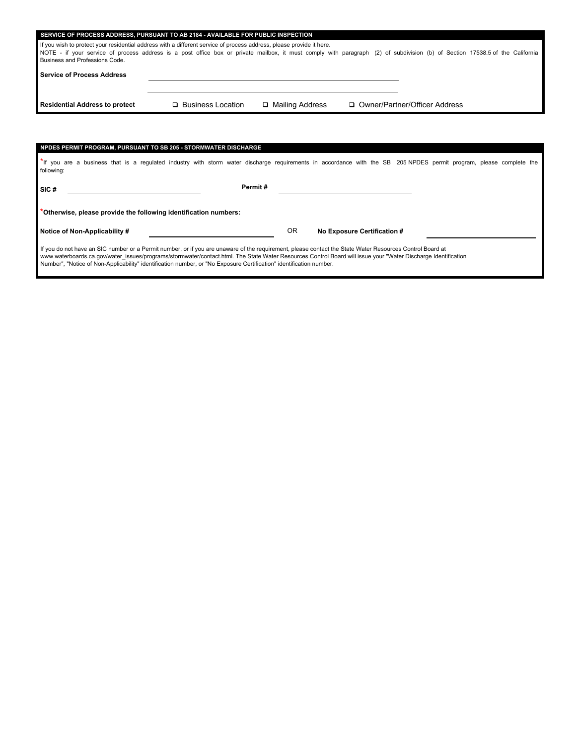## SERVICE OF PROCESS ADDRESS, PURSUANT TO AB 2184 - AVAILABLE FOR PUBLIC INSPECTION

If you wish to protect your residential address with a different service of process address, please provide it here.

NOTE - if your service of process address is a post office box or private mailbox, it must comply with paragraph (2) of subdivision (b) of Section 17538.5 of the California Business and Professions Code.

**Service of Process Address** \_\_\_\_\_\_\_\_\_\_\_\_\_\_\_\_\_\_\_\_\_\_\_\_\_\_\_\_\_\_\_\_\_\_\_\_\_\_\_\_

\_\_\_\_\_\_\_\_\_\_\_\_\_\_\_\_\_\_\_\_\_\_\_\_\_\_\_\_\_\_\_\_\_\_\_\_\_\_\_\_

**Residential Address to protect** ☐ Business Location ☐ Mailing Address ☐ Owner/Partner/Officer Address

## NPDES PERMIT PROGRAM, PURSUANT TO SB 205 - STORMWATER DISCHARGE

*If you are a business that is a regulated industry with storm water discharge requirements in accordance with the SB 205 NPDES permit program, please complete the following:

**SIC #** \_\_\_\_\_\_\_\_\_\_\_\_\_\_\_\_\_\_\_\_ **Permit #** \_\_\_\_\_\_\_\_\_\_\_\_\_\_\_\_\_\_\_\_

***Otherwise, please provide the following identification numbers:**

**Notice of Non-Applicability #** \_\_\_\_\_\_\_\_\_\_\_\_\_\_\_\_\_\_\_\_ OR **No Exposure Certification #** \_\_\_\_\_\_\_\_\_\_\_\_\_\_\_\_\_\_\_\_

If you do not have an SIC number or a Permit number, or if you are unaware of the requirement, please contact the State Water Resources Control Board at www.waterboards.ca.gov/water_issues/programs/stormwater/contact.html. The State Water Resources Control Board will issue your "Water Discharge Identification Number", "Notice of Non-Applicability" identification number, or "No Exposure Certification" identification number.